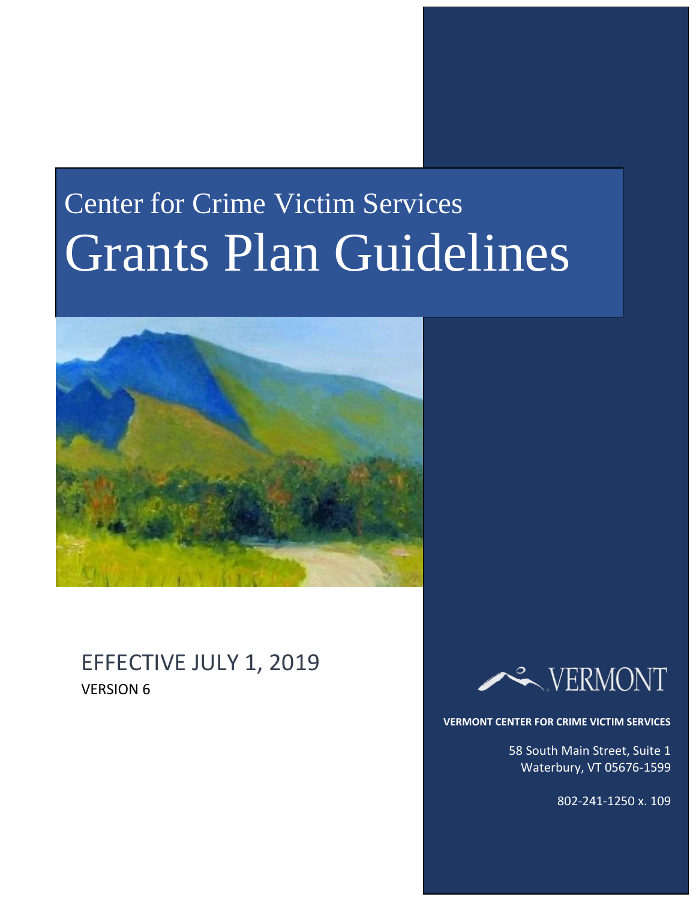# Center for Crime Victim Services

# Grants Plan Guidelines

EFFECTIVE JULY 1, 2019

VERSION 6

VERMONT

**VERMONT CENTER FOR CRIME VICTIM SERVICES**

58 South Main Street, Suite 1
Waterbury, VT 05676-1599

802-241-1250 x. 109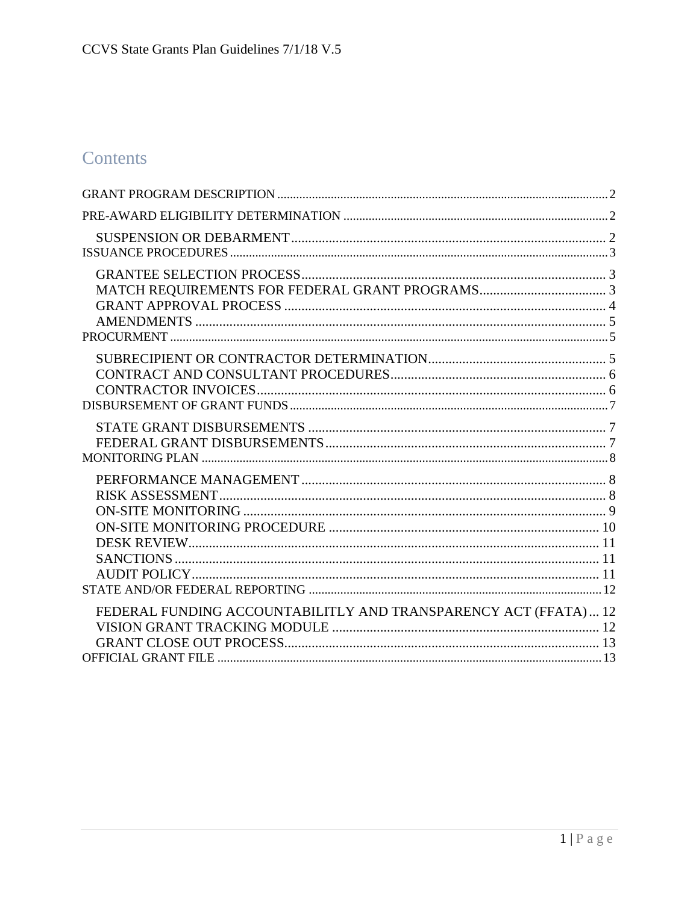# Contents

GRANT PROGRAM DESCRIPTION ........ 2

PRE-AWARD ELIGIBILITY DETERMINATION ........ 2

- SUSPENSION OR DEBARMENT ........ 2

ISSUANCE PROCEDURES ........ 3

- GRANTEE SELECTION PROCESS ........ 3
- MATCH REQUIREMENTS FOR FEDERAL GRANT PROGRAMS ........ 3
- GRANT APPROVAL PROCESS ........ 4
- AMENDMENTS ........ 5

PROCURMENT ........ 5

- SUBRECIPIENT OR CONTRACTOR DETERMINATION ........ 5
- CONTRACT AND CONSULTANT PROCEDURES ........ 6
- CONTRACTOR INVOICES ........ 6

DISBURSEMENT OF GRANT FUNDS ........ 7

- STATE GRANT DISBURSEMENTS ........ 7
- FEDERAL GRANT DISBURSEMENTS ........ 7

MONITORING PLAN ........ 8

- PERFORMANCE MANAGEMENT ........ 8
- RISK ASSESSMENT ........ 8
- ON-SITE MONITORING ........ 9
- ON-SITE MONITORING PROCEDURE ........ 10
- DESK REVIEW ........ 11
- SANCTIONS ........ 11
- AUDIT POLICY ........ 11

STATE AND/OR FEDERAL REPORTING ........ 12

- FEDERAL FUNDING ACCOUNTABILITLY AND TRANSPARENCY ACT (FFATA) ... 12
- VISION GRANT TRACKING MODULE ........ 12
- GRANT CLOSE OUT PROCESS ........ 13

OFFICIAL GRANT FILE ........ 13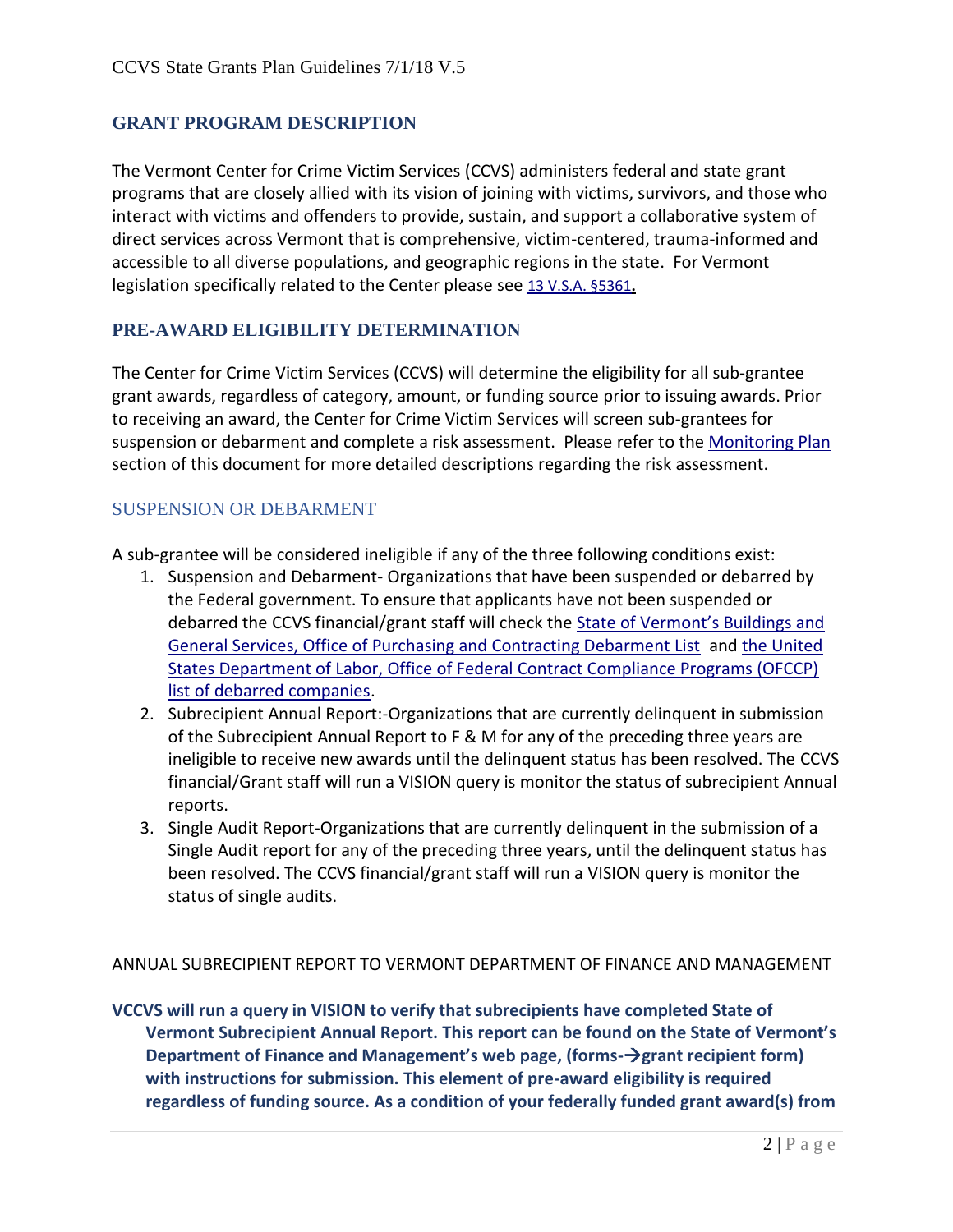## GRANT PROGRAM DESCRIPTION

The Vermont Center for Crime Victim Services (CCVS) administers federal and state grant programs that are closely allied with its vision of joining with victims, survivors, and those who interact with victims and offenders to provide, sustain, and support a collaborative system of direct services across Vermont that is comprehensive, victim-centered, trauma-informed and accessible to all diverse populations, and geographic regions in the state. For Vermont legislation specifically related to the Center please see 13 V.S.A. §5361**.**

## PRE-AWARD ELIGIBILITY DETERMINATION

The Center for Crime Victim Services (CCVS) will determine the eligibility for all sub-grantee grant awards, regardless of category, amount, or funding source prior to issuing awards. Prior to receiving an award, the Center for Crime Victim Services will screen sub-grantees for suspension or debarment and complete a risk assessment. Please refer to the Monitoring Plan section of this document for more detailed descriptions regarding the risk assessment.

### SUSPENSION OR DEBARMENT

A sub-grantee will be considered ineligible if any of the three following conditions exist:

1. Suspension and Debarment- Organizations that have been suspended or debarred by the Federal government. To ensure that applicants have not been suspended or debarred the CCVS financial/grant staff will check the State of Vermont's Buildings and General Services, Office of Purchasing and Contracting Debarment List and the United States Department of Labor, Office of Federal Contract Compliance Programs (OFCCP) list of debarred companies.
2. Subrecipient Annual Report:-Organizations that are currently delinquent in submission of the Subrecipient Annual Report to F & M for any of the preceding three years are ineligible to receive new awards until the delinquent status has been resolved. The CCVS financial/Grant staff will run a VISION query is monitor the status of subrecipient Annual reports.
3. Single Audit Report-Organizations that are currently delinquent in the submission of a Single Audit report for any of the preceding three years, until the delinquent status has been resolved. The CCVS financial/grant staff will run a VISION query is monitor the status of single audits.

ANNUAL SUBRECIPIENT REPORT TO VERMONT DEPARTMENT OF FINANCE AND MANAGEMENT

**VCCVS will run a query in VISION to verify that subrecipients have completed State of Vermont Subrecipient Annual Report. This report can be found on the State of Vermont's Department of Finance and Management's web page, (forms-→grant recipient form) with instructions for submission. This element of pre-award eligibility is required regardless of funding source. As a condition of your federally funded grant award(s) from**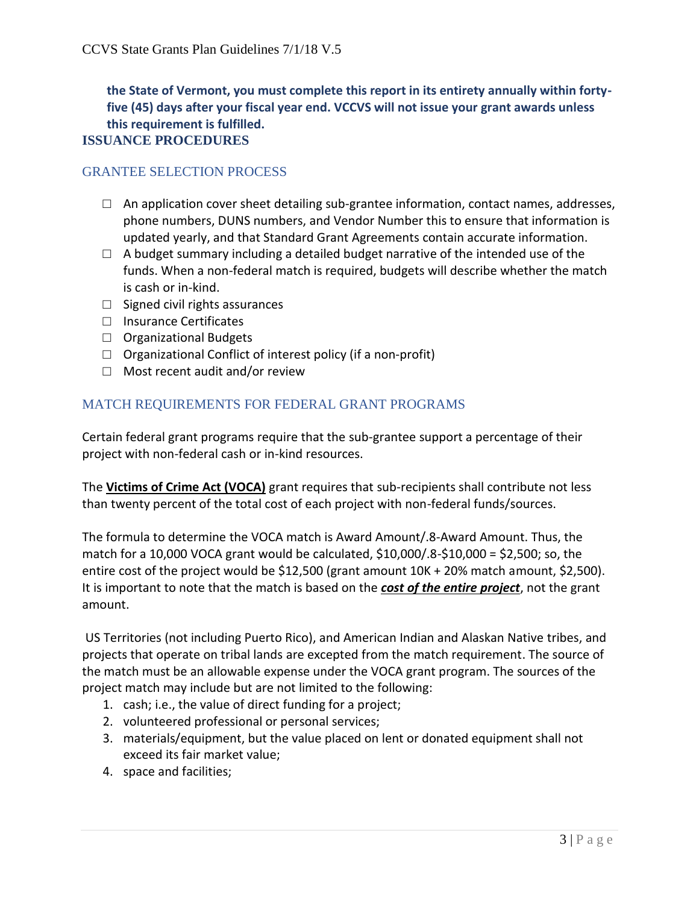**the State of Vermont, you must complete this report in its entirety annually within forty-five (45) days after your fiscal year end. VCCVS will not issue your grant awards unless this requirement is fulfilled.**

## ISSUANCE PROCEDURES

### GRANTEE SELECTION PROCESS

- ☐ An application cover sheet detailing sub-grantee information, contact names, addresses, phone numbers, DUNS numbers, and Vendor Number this to ensure that information is updated yearly, and that Standard Grant Agreements contain accurate information.
- ☐ A budget summary including a detailed budget narrative of the intended use of the funds. When a non-federal match is required, budgets will describe whether the match is cash or in-kind.
- ☐ Signed civil rights assurances
- ☐ Insurance Certificates
- ☐ Organizational Budgets
- ☐ Organizational Conflict of interest policy (if a non-profit)
- ☐ Most recent audit and/or review

### MATCH REQUIREMENTS FOR FEDERAL GRANT PROGRAMS

Certain federal grant programs require that the sub-grantee support a percentage of their project with non-federal cash or in-kind resources.

The **Victims of Crime Act (VOCA)** grant requires that sub-recipients shall contribute not less than twenty percent of the total cost of each project with non-federal funds/sources.

The formula to determine the VOCA match is Award Amount/.8-Award Amount. Thus, the match for a 10,000 VOCA grant would be calculated, $10,000/.8-$10,000 = $2,500; so, the entire cost of the project would be $12,500 (grant amount 10K + 20% match amount, $2,500). It is important to note that the match is based on the ***cost of the entire project***, not the grant amount.

US Territories (not including Puerto Rico), and American Indian and Alaskan Native tribes, and projects that operate on tribal lands are excepted from the match requirement. The source of the match must be an allowable expense under the VOCA grant program. The sources of the project match may include but are not limited to the following:

1. cash; i.e., the value of direct funding for a project;
2. volunteered professional or personal services;
3. materials/equipment, but the value placed on lent or donated equipment shall not exceed its fair market value;
4. space and facilities;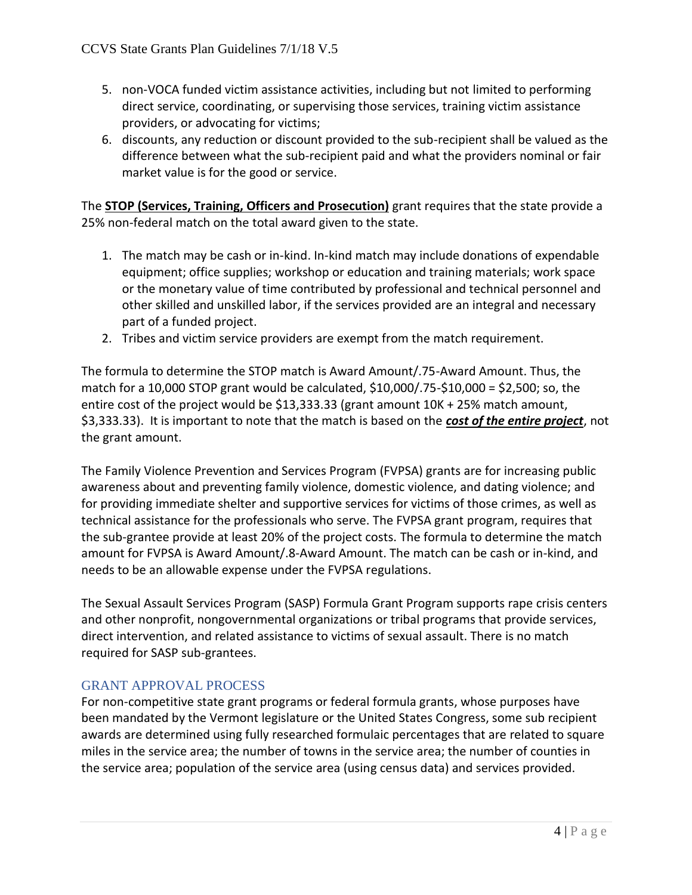5. non-VOCA funded victim assistance activities, including but not limited to performing direct service, coordinating, or supervising those services, training victim assistance providers, or advocating for victims;
6. discounts, any reduction or discount provided to the sub-recipient shall be valued as the difference between what the sub-recipient paid and what the providers nominal or fair market value is for the good or service.

The **STOP (Services, Training, Officers and Prosecution)** grant requires that the state provide a 25% non-federal match on the total award given to the state.

1. The match may be cash or in-kind. In-kind match may include donations of expendable equipment; office supplies; workshop or education and training materials; work space or the monetary value of time contributed by professional and technical personnel and other skilled and unskilled labor, if the services provided are an integral and necessary part of a funded project.
2. Tribes and victim service providers are exempt from the match requirement.

The formula to determine the STOP match is Award Amount/.75-Award Amount. Thus, the match for a 10,000 STOP grant would be calculated, $10,000/.75-$10,000 = $2,500; so, the entire cost of the project would be $13,333.33 (grant amount 10K + 25% match amount, $3,333.33). It is important to note that the match is based on the ***cost of the entire project***, not the grant amount.

The Family Violence Prevention and Services Program (FVPSA) grants are for increasing public awareness about and preventing family violence, domestic violence, and dating violence; and for providing immediate shelter and supportive services for victims of those crimes, as well as technical assistance for the professionals who serve. The FVPSA grant program, requires that the sub-grantee provide at least 20% of the project costs. The formula to determine the match amount for FVPSA is Award Amount/.8-Award Amount. The match can be cash or in-kind, and needs to be an allowable expense under the FVPSA regulations.

The Sexual Assault Services Program (SASP) Formula Grant Program supports rape crisis centers and other nonprofit, nongovernmental organizations or tribal programs that provide services, direct intervention, and related assistance to victims of sexual assault. There is no match required for SASP sub-grantees.

## GRANT APPROVAL PROCESS

For non-competitive state grant programs or federal formula grants, whose purposes have been mandated by the Vermont legislature or the United States Congress, some sub recipient awards are determined using fully researched formulaic percentages that are related to square miles in the service area; the number of towns in the service area; the number of counties in the service area; population of the service area (using census data) and services provided.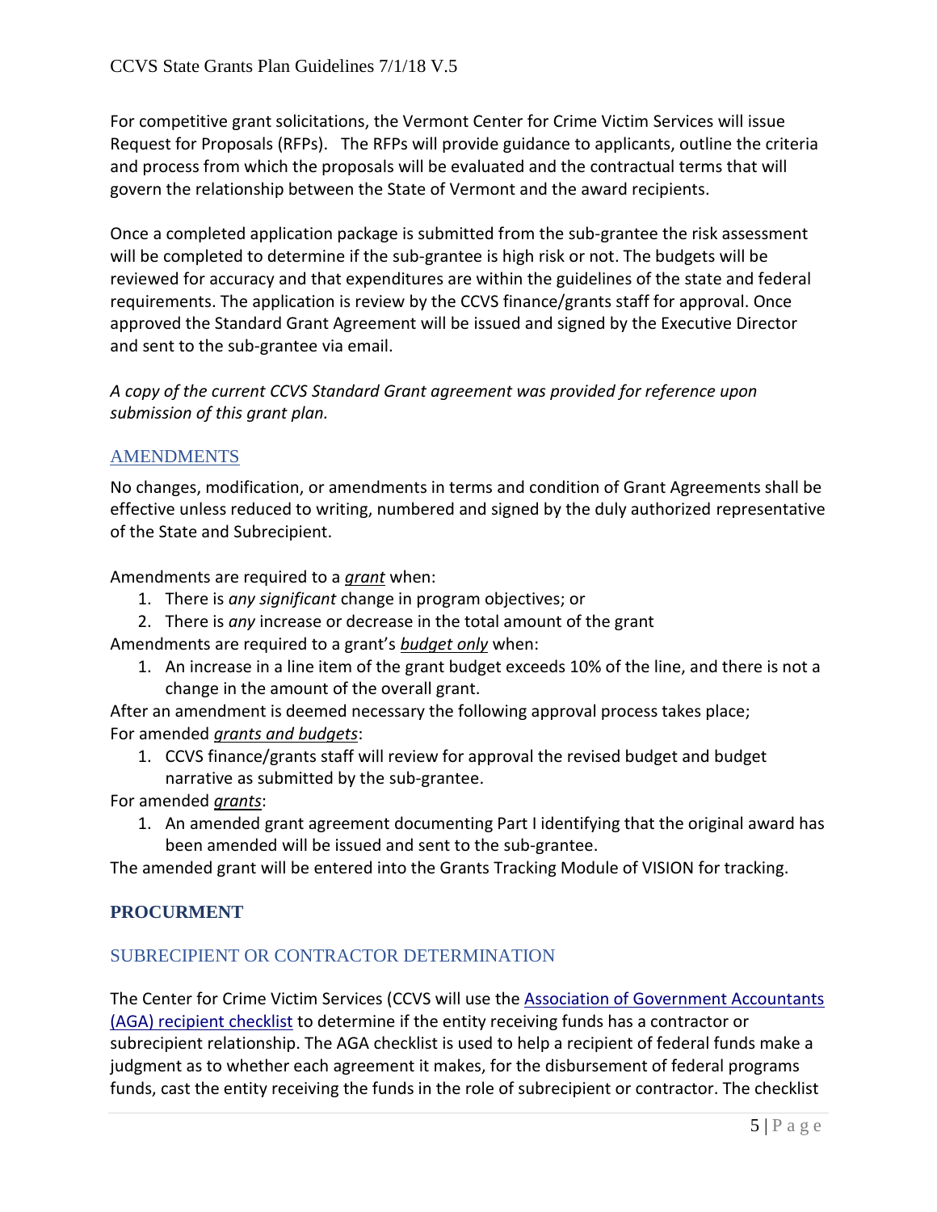For competitive grant solicitations, the Vermont Center for Crime Victim Services will issue Request for Proposals (RFPs). The RFPs will provide guidance to applicants, outline the criteria and process from which the proposals will be evaluated and the contractual terms that will govern the relationship between the State of Vermont and the award recipients.

Once a completed application package is submitted from the sub-grantee the risk assessment will be completed to determine if the sub-grantee is high risk or not. The budgets will be reviewed for accuracy and that expenditures are within the guidelines of the state and federal requirements. The application is review by the CCVS finance/grants staff for approval. Once approved the Standard Grant Agreement will be issued and signed by the Executive Director and sent to the sub-grantee via email.

*A copy of the current CCVS Standard Grant agreement was provided for reference upon submission of this grant plan.*

### AMENDMENTS

No changes, modification, or amendments in terms and condition of Grant Agreements shall be effective unless reduced to writing, numbered and signed by the duly authorized representative of the State and Subrecipient.

Amendments are required to a ***grant*** when:

1. There is *any significant* change in program objectives; or
2. There is *any* increase or decrease in the total amount of the grant

Amendments are required to a grant's ***budget only*** when:

1. An increase in a line item of the grant budget exceeds 10% of the line, and there is not a change in the amount of the overall grant.

After an amendment is deemed necessary the following approval process takes place;

For amended ***grants and budgets***:

1. CCVS finance/grants staff will review for approval the revised budget and budget narrative as submitted by the sub-grantee.

For amended ***grants***:

1. An amended grant agreement documenting Part I identifying that the original award has been amended will be issued and sent to the sub-grantee.

The amended grant will be entered into the Grants Tracking Module of VISION for tracking.

## PROCURMENT

### SUBRECIPIENT OR CONTRACTOR DETERMINATION

The Center for Crime Victim Services (CCVS will use the Association of Government Accountants (AGA) recipient checklist to determine if the entity receiving funds has a contractor or subrecipient relationship. The AGA checklist is used to help a recipient of federal funds make a judgment as to whether each agreement it makes, for the disbursement of federal programs funds, cast the entity receiving the funds in the role of subrecipient or contractor. The checklist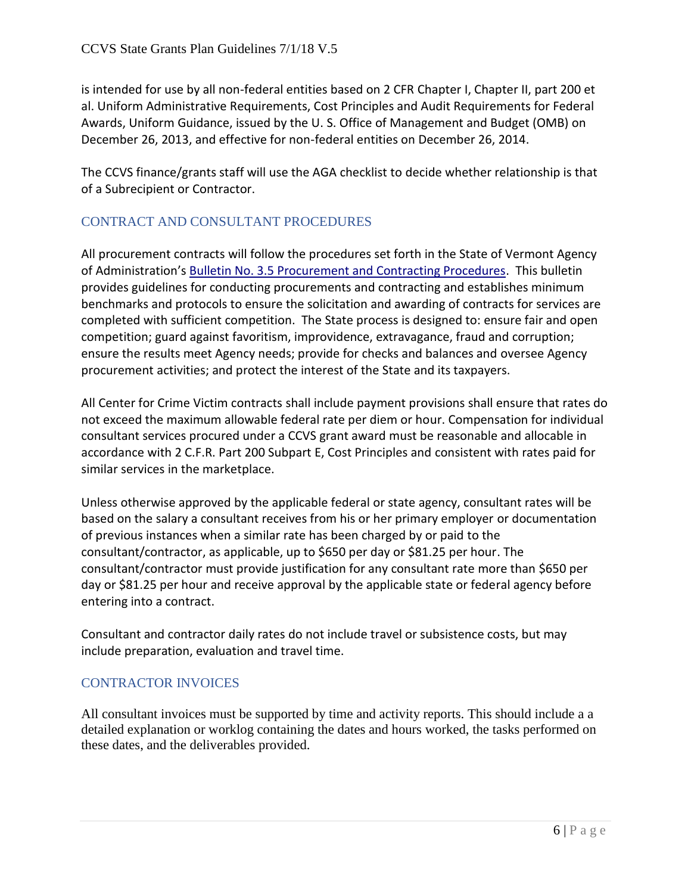is intended for use by all non-federal entities based on 2 CFR Chapter I, Chapter II, part 200 et al. Uniform Administrative Requirements, Cost Principles and Audit Requirements for Federal Awards, Uniform Guidance, issued by the U. S. Office of Management and Budget (OMB) on December 26, 2013, and effective for non-federal entities on December 26, 2014.

The CCVS finance/grants staff will use the AGA checklist to decide whether relationship is that of a Subrecipient or Contractor.

## CONTRACT AND CONSULTANT PROCEDURES

All procurement contracts will follow the procedures set forth in the State of Vermont Agency of Administration's Bulletin No. 3.5 Procurement and Contracting Procedures. This bulletin provides guidelines for conducting procurements and contracting and establishes minimum benchmarks and protocols to ensure the solicitation and awarding of contracts for services are completed with sufficient competition. The State process is designed to: ensure fair and open competition; guard against favoritism, improvidence, extravagance, fraud and corruption; ensure the results meet Agency needs; provide for checks and balances and oversee Agency procurement activities; and protect the interest of the State and its taxpayers.

All Center for Crime Victim contracts shall include payment provisions shall ensure that rates do not exceed the maximum allowable federal rate per diem or hour. Compensation for individual consultant services procured under a CCVS grant award must be reasonable and allocable in accordance with 2 C.F.R. Part 200 Subpart E, Cost Principles and consistent with rates paid for similar services in the marketplace.

Unless otherwise approved by the applicable federal or state agency, consultant rates will be based on the salary a consultant receives from his or her primary employer or documentation of previous instances when a similar rate has been charged by or paid to the consultant/contractor, as applicable, up to $650 per day or $81.25 per hour. The consultant/contractor must provide justification for any consultant rate more than $650 per day or $81.25 per hour and receive approval by the applicable state or federal agency before entering into a contract.

Consultant and contractor daily rates do not include travel or subsistence costs, but may include preparation, evaluation and travel time.

## CONTRACTOR INVOICES

All consultant invoices must be supported by time and activity reports. This should include a a detailed explanation or worklog containing the dates and hours worked, the tasks performed on these dates, and the deliverables provided.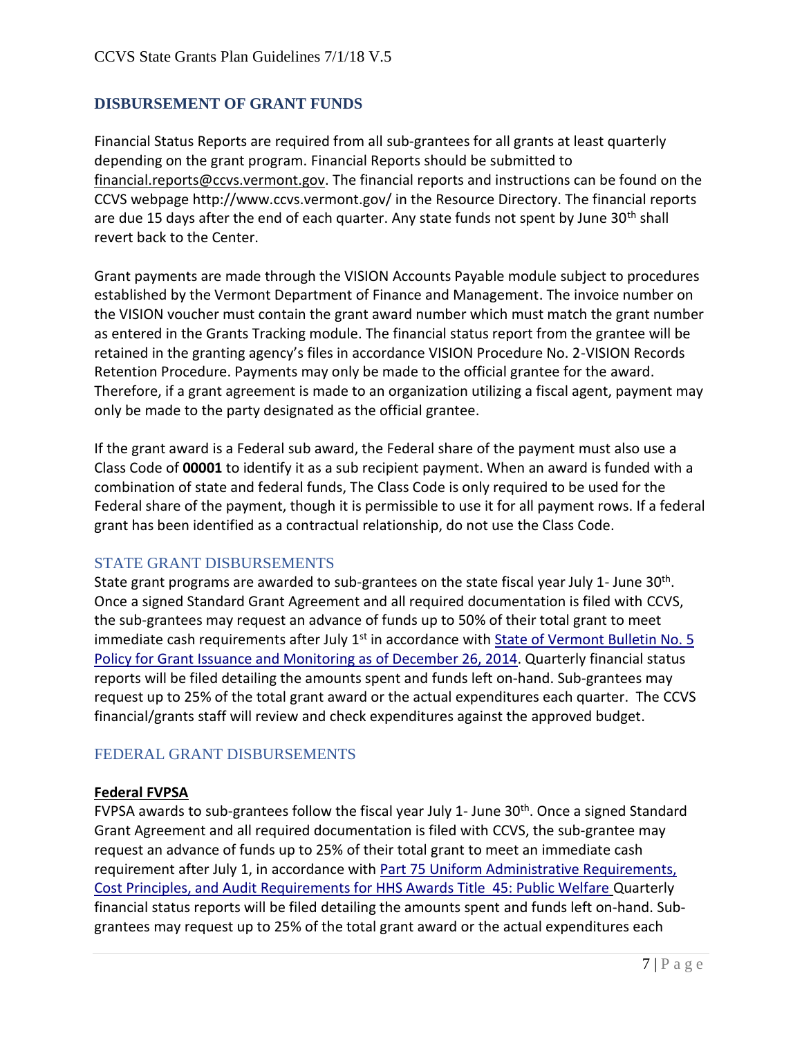## DISBURSEMENT OF GRANT FUNDS

Financial Status Reports are required from all sub-grantees for all grants at least quarterly depending on the grant program. Financial Reports should be submitted to financial.reports@ccvs.vermont.gov. The financial reports and instructions can be found on the CCVS webpage http://www.ccvs.vermont.gov/ in the Resource Directory. The financial reports are due 15 days after the end of each quarter. Any state funds not spent by June 30th shall revert back to the Center.

Grant payments are made through the VISION Accounts Payable module subject to procedures established by the Vermont Department of Finance and Management. The invoice number on the VISION voucher must contain the grant award number which must match the grant number as entered in the Grants Tracking module. The financial status report from the grantee will be retained in the granting agency's files in accordance VISION Procedure No. 2-VISION Records Retention Procedure. Payments may only be made to the official grantee for the award. Therefore, if a grant agreement is made to an organization utilizing a fiscal agent, payment may only be made to the party designated as the official grantee.

If the grant award is a Federal sub award, the Federal share of the payment must also use a Class Code of **00001** to identify it as a sub recipient payment. When an award is funded with a combination of state and federal funds, The Class Code is only required to be used for the Federal share of the payment, though it is permissible to use it for all payment rows. If a federal grant has been identified as a contractual relationship, do not use the Class Code.

### STATE GRANT DISBURSEMENTS

State grant programs are awarded to sub-grantees on the state fiscal year July 1- June 30th. Once a signed Standard Grant Agreement and all required documentation is filed with CCVS, the sub-grantees may request an advance of funds up to 50% of their total grant to meet immediate cash requirements after July 1st in accordance with State of Vermont Bulletin No. 5 Policy for Grant Issuance and Monitoring as of December 26, 2014. Quarterly financial status reports will be filed detailing the amounts spent and funds left on-hand. Sub-grantees may request up to 25% of the total grant award or the actual expenditures each quarter. The CCVS financial/grants staff will review and check expenditures against the approved budget.

### FEDERAL GRANT DISBURSEMENTS

**Federal FVPSA**

FVPSA awards to sub-grantees follow the fiscal year July 1- June 30th. Once a signed Standard Grant Agreement and all required documentation is filed with CCVS, the sub-grantee may request an advance of funds up to 25% of their total grant to meet an immediate cash requirement after July 1, in accordance with Part 75 Uniform Administrative Requirements, Cost Principles, and Audit Requirements for HHS Awards Title 45: Public Welfare Quarterly financial status reports will be filed detailing the amounts spent and funds left on-hand. Sub-grantees may request up to 25% of the total grant award or the actual expenditures each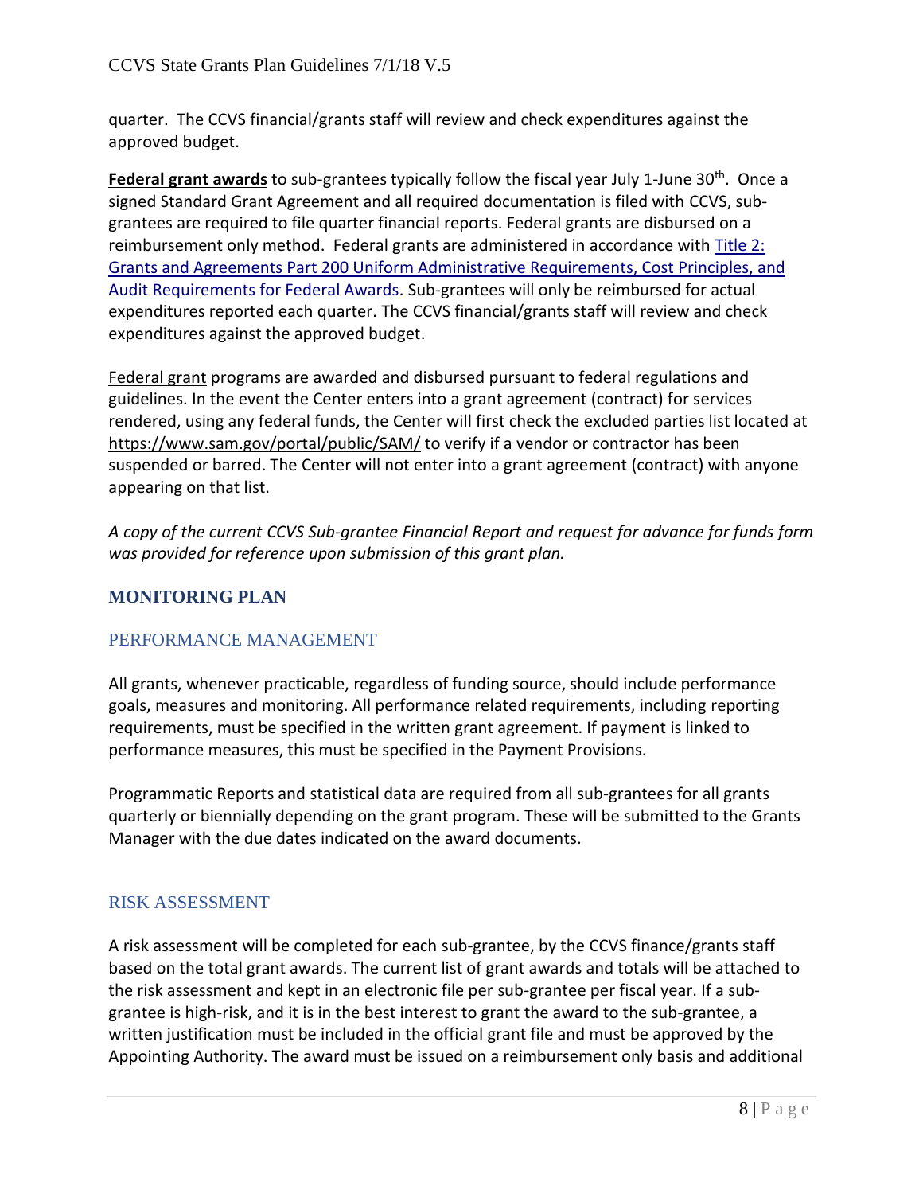quarter. The CCVS financial/grants staff will review and check expenditures against the approved budget.

**Federal grant awards** to sub-grantees typically follow the fiscal year July 1-June 30th. Once a signed Standard Grant Agreement and all required documentation is filed with CCVS, sub-grantees are required to file quarter financial reports. Federal grants are disbursed on a reimbursement only method. Federal grants are administered in accordance with Title 2: Grants and Agreements Part 200 Uniform Administrative Requirements, Cost Principles, and Audit Requirements for Federal Awards. Sub-grantees will only be reimbursed for actual expenditures reported each quarter. The CCVS financial/grants staff will review and check expenditures against the approved budget.

Federal grant programs are awarded and disbursed pursuant to federal regulations and guidelines. In the event the Center enters into a grant agreement (contract) for services rendered, using any federal funds, the Center will first check the excluded parties list located at https://www.sam.gov/portal/public/SAM/ to verify if a vendor or contractor has been suspended or barred. The Center will not enter into a grant agreement (contract) with anyone appearing on that list.

*A copy of the current CCVS Sub-grantee Financial Report and request for advance for funds form was provided for reference upon submission of this grant plan.*

## MONITORING PLAN

### PERFORMANCE MANAGEMENT

All grants, whenever practicable, regardless of funding source, should include performance goals, measures and monitoring. All performance related requirements, including reporting requirements, must be specified in the written grant agreement. If payment is linked to performance measures, this must be specified in the Payment Provisions.

Programmatic Reports and statistical data are required from all sub-grantees for all grants quarterly or biennially depending on the grant program. These will be submitted to the Grants Manager with the due dates indicated on the award documents.

### RISK ASSESSMENT

A risk assessment will be completed for each sub-grantee, by the CCVS finance/grants staff based on the total grant awards. The current list of grant awards and totals will be attached to the risk assessment and kept in an electronic file per sub-grantee per fiscal year. If a sub-grantee is high-risk, and it is in the best interest to grant the award to the sub-grantee, a written justification must be included in the official grant file and must be approved by the Appointing Authority. The award must be issued on a reimbursement only basis and additional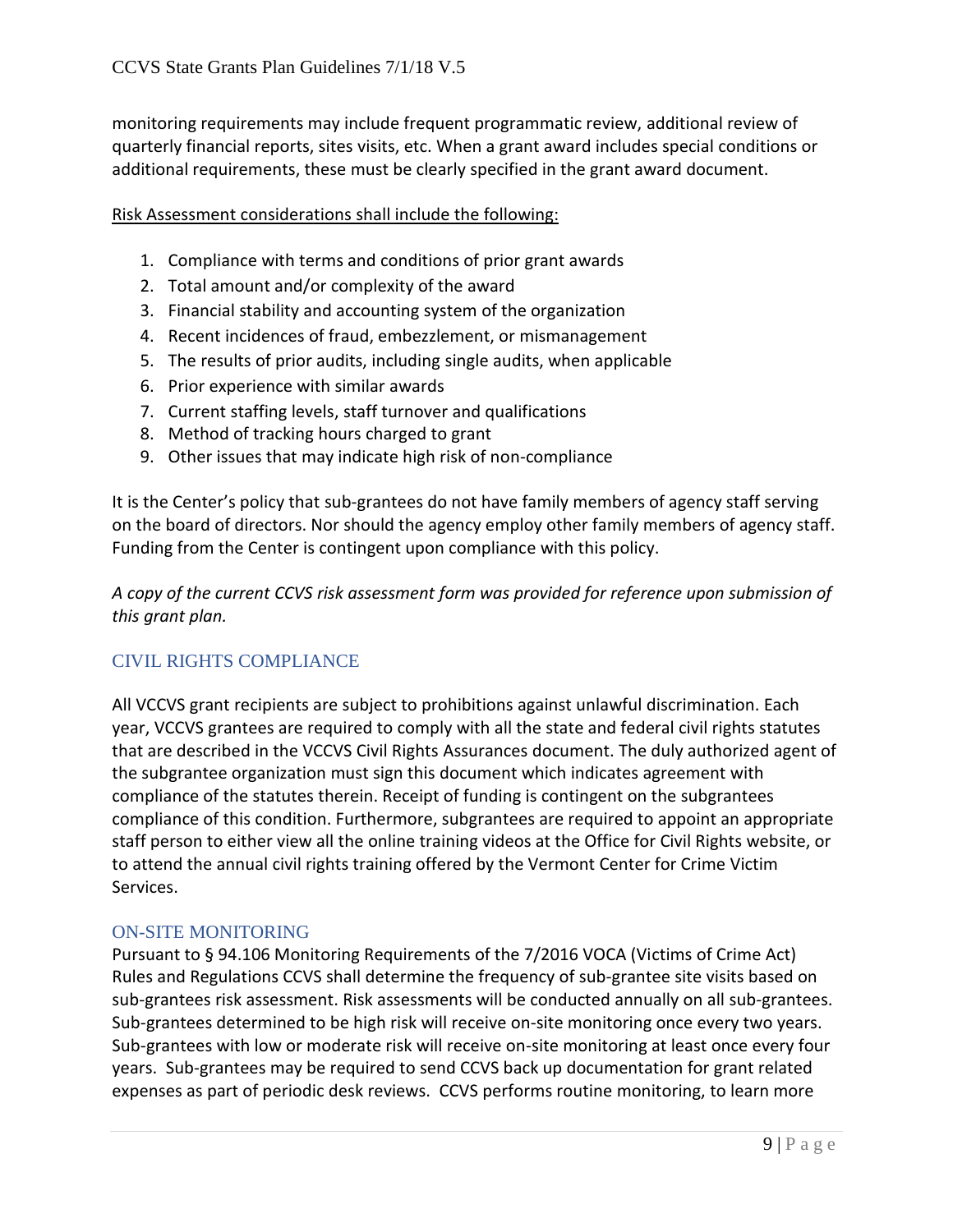monitoring requirements may include frequent programmatic review, additional review of quarterly financial reports, sites visits, etc. When a grant award includes special conditions or additional requirements, these must be clearly specified in the grant award document.

Risk Assessment considerations shall include the following:

1. Compliance with terms and conditions of prior grant awards
2. Total amount and/or complexity of the award
3. Financial stability and accounting system of the organization
4. Recent incidences of fraud, embezzlement, or mismanagement
5. The results of prior audits, including single audits, when applicable
6. Prior experience with similar awards
7. Current staffing levels, staff turnover and qualifications
8. Method of tracking hours charged to grant
9. Other issues that may indicate high risk of non-compliance

It is the Center's policy that sub-grantees do not have family members of agency staff serving on the board of directors. Nor should the agency employ other family members of agency staff. Funding from the Center is contingent upon compliance with this policy.

*A copy of the current CCVS risk assessment form was provided for reference upon submission of this grant plan.*

## CIVIL RIGHTS COMPLIANCE

All VCCVS grant recipients are subject to prohibitions against unlawful discrimination. Each year, VCCVS grantees are required to comply with all the state and federal civil rights statutes that are described in the VCCVS Civil Rights Assurances document. The duly authorized agent of the subgrantee organization must sign this document which indicates agreement with compliance of the statutes therein. Receipt of funding is contingent on the subgrantees compliance of this condition. Furthermore, subgrantees are required to appoint an appropriate staff person to either view all the online training videos at the Office for Civil Rights website, or to attend the annual civil rights training offered by the Vermont Center for Crime Victim Services.

## ON-SITE MONITORING

Pursuant to § 94.106 Monitoring Requirements of the 7/2016 VOCA (Victims of Crime Act) Rules and Regulations CCVS shall determine the frequency of sub-grantee site visits based on sub-grantees risk assessment. Risk assessments will be conducted annually on all sub-grantees. Sub-grantees determined to be high risk will receive on-site monitoring once every two years. Sub-grantees with low or moderate risk will receive on-site monitoring at least once every four years. Sub-grantees may be required to send CCVS back up documentation for grant related expenses as part of periodic desk reviews. CCVS performs routine monitoring, to learn more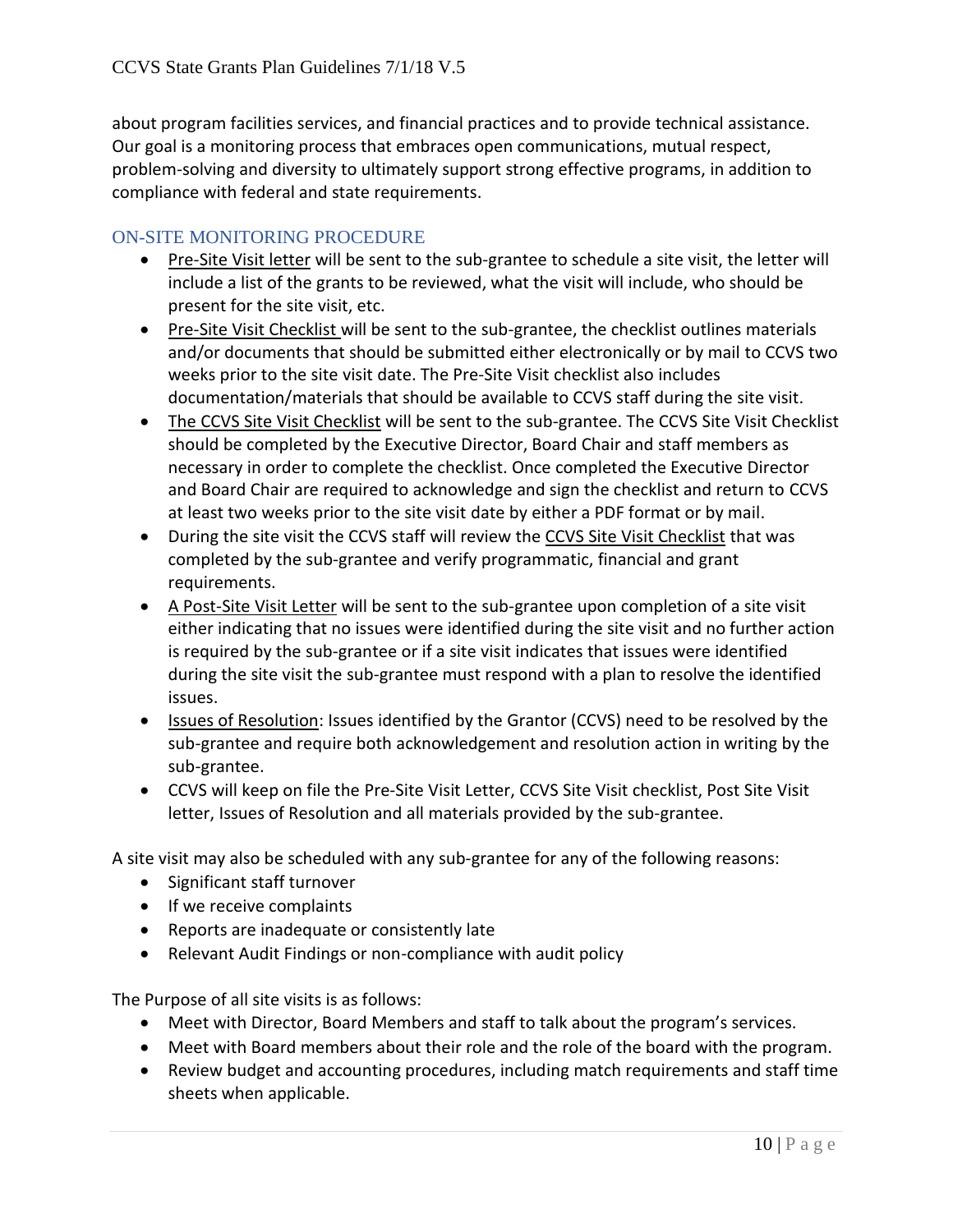about program facilities services, and financial practices and to provide technical assistance. Our goal is a monitoring process that embraces open communications, mutual respect, problem-solving and diversity to ultimately support strong effective programs, in addition to compliance with federal and state requirements.

## ON-SITE MONITORING PROCEDURE

- Pre-Site Visit letter will be sent to the sub-grantee to schedule a site visit, the letter will include a list of the grants to be reviewed, what the visit will include, who should be present for the site visit, etc.
- Pre-Site Visit Checklist will be sent to the sub-grantee, the checklist outlines materials and/or documents that should be submitted either electronically or by mail to CCVS two weeks prior to the site visit date. The Pre-Site Visit checklist also includes documentation/materials that should be available to CCVS staff during the site visit.
- The CCVS Site Visit Checklist will be sent to the sub-grantee. The CCVS Site Visit Checklist should be completed by the Executive Director, Board Chair and staff members as necessary in order to complete the checklist. Once completed the Executive Director and Board Chair are required to acknowledge and sign the checklist and return to CCVS at least two weeks prior to the site visit date by either a PDF format or by mail.
- During the site visit the CCVS staff will review the CCVS Site Visit Checklist that was completed by the sub-grantee and verify programmatic, financial and grant requirements.
- A Post-Site Visit Letter will be sent to the sub-grantee upon completion of a site visit either indicating that no issues were identified during the site visit and no further action is required by the sub-grantee or if a site visit indicates that issues were identified during the site visit the sub-grantee must respond with a plan to resolve the identified issues.
- Issues of Resolution: Issues identified by the Grantor (CCVS) need to be resolved by the sub-grantee and require both acknowledgement and resolution action in writing by the sub-grantee.
- CCVS will keep on file the Pre-Site Visit Letter, CCVS Site Visit checklist, Post Site Visit letter, Issues of Resolution and all materials provided by the sub-grantee.

A site visit may also be scheduled with any sub-grantee for any of the following reasons:

- Significant staff turnover
- If we receive complaints
- Reports are inadequate or consistently late
- Relevant Audit Findings or non-compliance with audit policy

The Purpose of all site visits is as follows:

- Meet with Director, Board Members and staff to talk about the program's services.
- Meet with Board members about their role and the role of the board with the program.
- Review budget and accounting procedures, including match requirements and staff time sheets when applicable.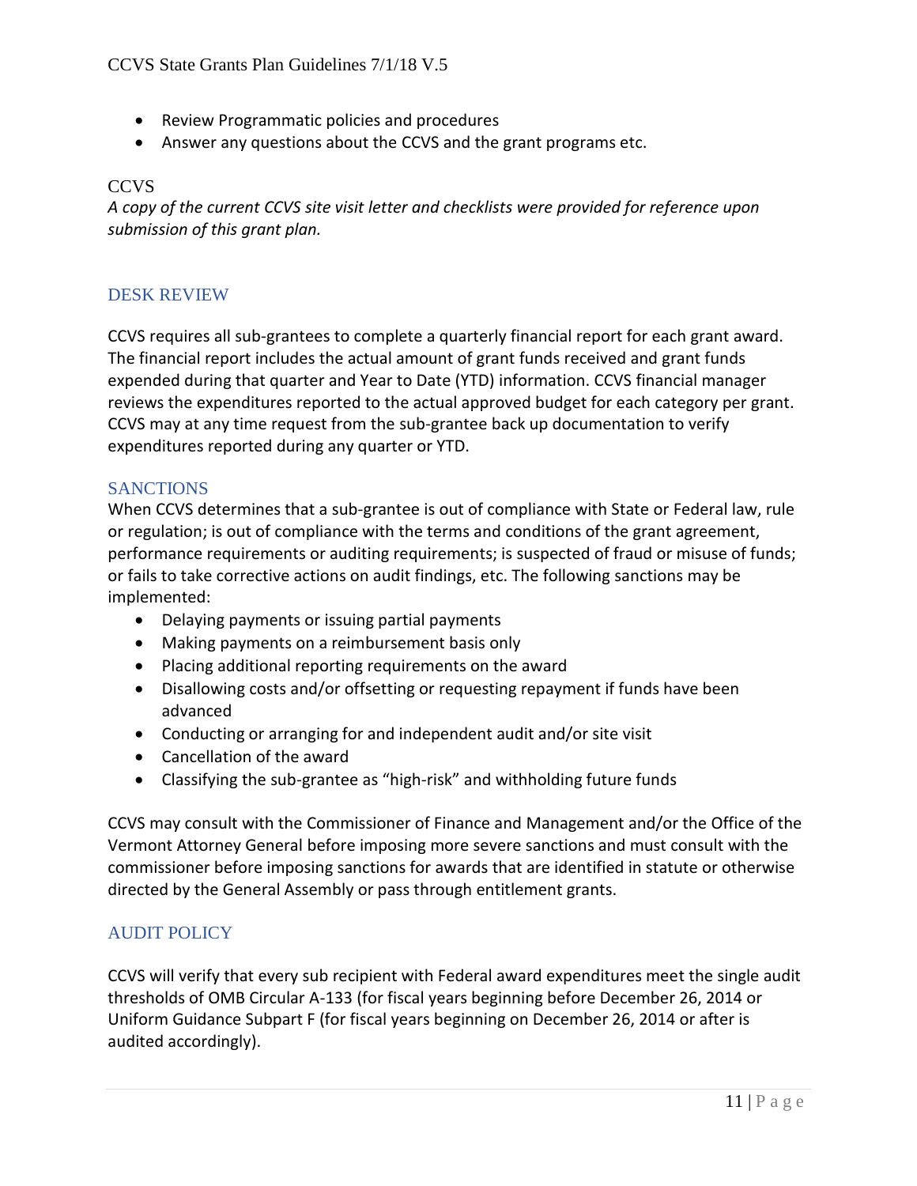- Review Programmatic policies and procedures
- Answer any questions about the CCVS and the grant programs etc.

CCVS

*A copy of the current CCVS site visit letter and checklists were provided for reference upon submission of this grant plan.*

## DESK REVIEW

CCVS requires all sub-grantees to complete a quarterly financial report for each grant award. The financial report includes the actual amount of grant funds received and grant funds expended during that quarter and Year to Date (YTD) information. CCVS financial manager reviews the expenditures reported to the actual approved budget for each category per grant. CCVS may at any time request from the sub-grantee back up documentation to verify expenditures reported during any quarter or YTD.

## SANCTIONS

When CCVS determines that a sub-grantee is out of compliance with State or Federal law, rule or regulation; is out of compliance with the terms and conditions of the grant agreement, performance requirements or auditing requirements; is suspected of fraud or misuse of funds; or fails to take corrective actions on audit findings, etc. The following sanctions may be implemented:

- Delaying payments or issuing partial payments
- Making payments on a reimbursement basis only
- Placing additional reporting requirements on the award
- Disallowing costs and/or offsetting or requesting repayment if funds have been advanced
- Conducting or arranging for and independent audit and/or site visit
- Cancellation of the award
- Classifying the sub-grantee as "high-risk" and withholding future funds

CCVS may consult with the Commissioner of Finance and Management and/or the Office of the Vermont Attorney General before imposing more severe sanctions and must consult with the commissioner before imposing sanctions for awards that are identified in statute or otherwise directed by the General Assembly or pass through entitlement grants.

## AUDIT POLICY

CCVS will verify that every sub recipient with Federal award expenditures meet the single audit thresholds of OMB Circular A-133 (for fiscal years beginning before December 26, 2014 or Uniform Guidance Subpart F (for fiscal years beginning on December 26, 2014 or after is audited accordingly).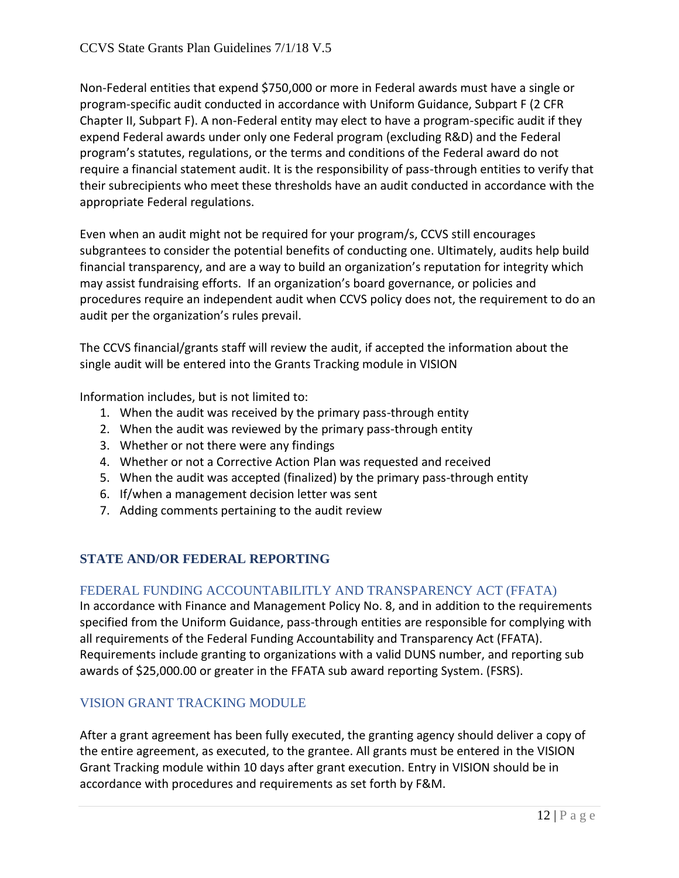Non-Federal entities that expend $750,000 or more in Federal awards must have a single or program-specific audit conducted in accordance with Uniform Guidance, Subpart F (2 CFR Chapter II, Subpart F). A non-Federal entity may elect to have a program-specific audit if they expend Federal awards under only one Federal program (excluding R&D) and the Federal program's statutes, regulations, or the terms and conditions of the Federal award do not require a financial statement audit. It is the responsibility of pass-through entities to verify that their subrecipients who meet these thresholds have an audit conducted in accordance with the appropriate Federal regulations.

Even when an audit might not be required for your program/s, CCVS still encourages subgrantees to consider the potential benefits of conducting one. Ultimately, audits help build financial transparency, and are a way to build an organization's reputation for integrity which may assist fundraising efforts. If an organization's board governance, or policies and procedures require an independent audit when CCVS policy does not, the requirement to do an audit per the organization's rules prevail.

The CCVS financial/grants staff will review the audit, if accepted the information about the single audit will be entered into the Grants Tracking module in VISION

Information includes, but is not limited to:

1. When the audit was received by the primary pass-through entity
2. When the audit was reviewed by the primary pass-through entity
3. Whether or not there were any findings
4. Whether or not a Corrective Action Plan was requested and received
5. When the audit was accepted (finalized) by the primary pass-through entity
6. If/when a management decision letter was sent
7. Adding comments pertaining to the audit review

## STATE AND/OR FEDERAL REPORTING

### FEDERAL FUNDING ACCOUNTABILITLY AND TRANSPARENCY ACT (FFATA)

In accordance with Finance and Management Policy No. 8, and in addition to the requirements specified from the Uniform Guidance, pass-through entities are responsible for complying with all requirements of the Federal Funding Accountability and Transparency Act (FFATA). Requirements include granting to organizations with a valid DUNS number, and reporting sub awards of $25,000.00 or greater in the FFATA sub award reporting System. (FSRS).

### VISION GRANT TRACKING MODULE

After a grant agreement has been fully executed, the granting agency should deliver a copy of the entire agreement, as executed, to the grantee. All grants must be entered in the VISION Grant Tracking module within 10 days after grant execution. Entry in VISION should be in accordance with procedures and requirements as set forth by F&M.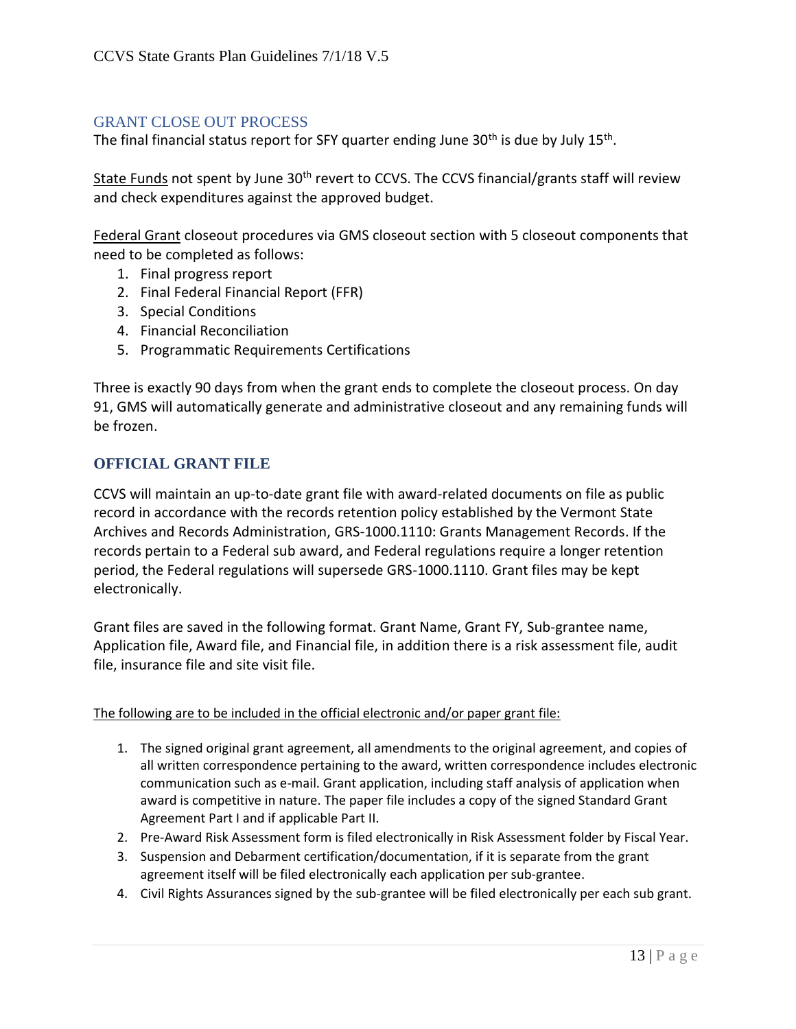## GRANT CLOSE OUT PROCESS

The final financial status report for SFY quarter ending June 30th is due by July 15th.

State Funds not spent by June 30th revert to CCVS. The CCVS financial/grants staff will review and check expenditures against the approved budget.

Federal Grant closeout procedures via GMS closeout section with 5 closeout components that need to be completed as follows:

1. Final progress report
2. Final Federal Financial Report (FFR)
3. Special Conditions
4. Financial Reconciliation
5. Programmatic Requirements Certifications

Three is exactly 90 days from when the grant ends to complete the closeout process. On day 91, GMS will automatically generate and administrative closeout and any remaining funds will be frozen.

## OFFICIAL GRANT FILE

CCVS will maintain an up-to-date grant file with award-related documents on file as public record in accordance with the records retention policy established by the Vermont State Archives and Records Administration, GRS-1000.1110: Grants Management Records. If the records pertain to a Federal sub award, and Federal regulations require a longer retention period, the Federal regulations will supersede GRS-1000.1110. Grant files may be kept electronically.

Grant files are saved in the following format. Grant Name, Grant FY, Sub-grantee name, Application file, Award file, and Financial file, in addition there is a risk assessment file, audit file, insurance file and site visit file.

The following are to be included in the official electronic and/or paper grant file:

1. The signed original grant agreement, all amendments to the original agreement, and copies of all written correspondence pertaining to the award, written correspondence includes electronic communication such as e-mail. Grant application, including staff analysis of application when award is competitive in nature. The paper file includes a copy of the signed Standard Grant Agreement Part I and if applicable Part II.
2. Pre-Award Risk Assessment form is filed electronically in Risk Assessment folder by Fiscal Year.
3. Suspension and Debarment certification/documentation, if it is separate from the grant agreement itself will be filed electronically each application per sub-grantee.
4. Civil Rights Assurances signed by the sub-grantee will be filed electronically per each sub grant.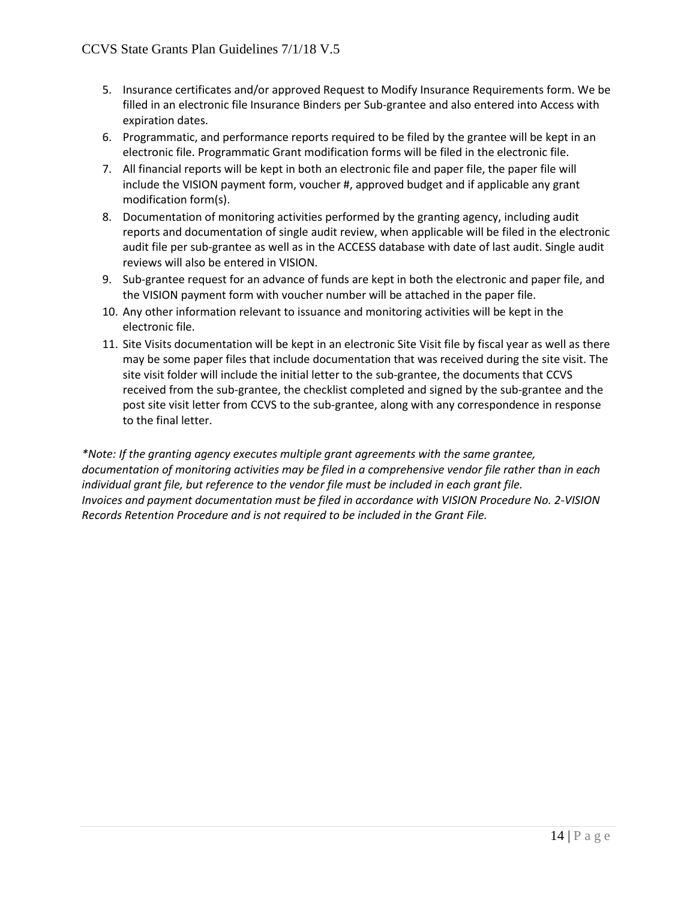5. Insurance certificates and/or approved Request to Modify Insurance Requirements form. We be filled in an electronic file Insurance Binders per Sub-grantee and also entered into Access with expiration dates.
6. Programmatic, and performance reports required to be filed by the grantee will be kept in an electronic file. Programmatic Grant modification forms will be filed in the electronic file.
7. All financial reports will be kept in both an electronic file and paper file, the paper file will include the VISION payment form, voucher #, approved budget and if applicable any grant modification form(s).
8. Documentation of monitoring activities performed by the granting agency, including audit reports and documentation of single audit review, when applicable will be filed in the electronic audit file per sub-grantee as well as in the ACCESS database with date of last audit. Single audit reviews will also be entered in VISION.
9. Sub-grantee request for an advance of funds are kept in both the electronic and paper file, and the VISION payment form with voucher number will be attached in the paper file.
10. Any other information relevant to issuance and monitoring activities will be kept in the electronic file.
11. Site Visits documentation will be kept in an electronic Site Visit file by fiscal year as well as there may be some paper files that include documentation that was received during the site visit. The site visit folder will include the initial letter to the sub-grantee, the documents that CCVS received from the sub-grantee, the checklist completed and signed by the sub-grantee and the post site visit letter from CCVS to the sub-grantee, along with any correspondence in response to the final letter.

*\*Note: If the granting agency executes multiple grant agreements with the same grantee, documentation of monitoring activities may be filed in a comprehensive vendor file rather than in each individual grant file, but reference to the vendor file must be included in each grant file.*
*Invoices and payment documentation must be filed in accordance with VISION Procedure No. 2-VISION Records Retention Procedure and is not required to be included in the Grant File.*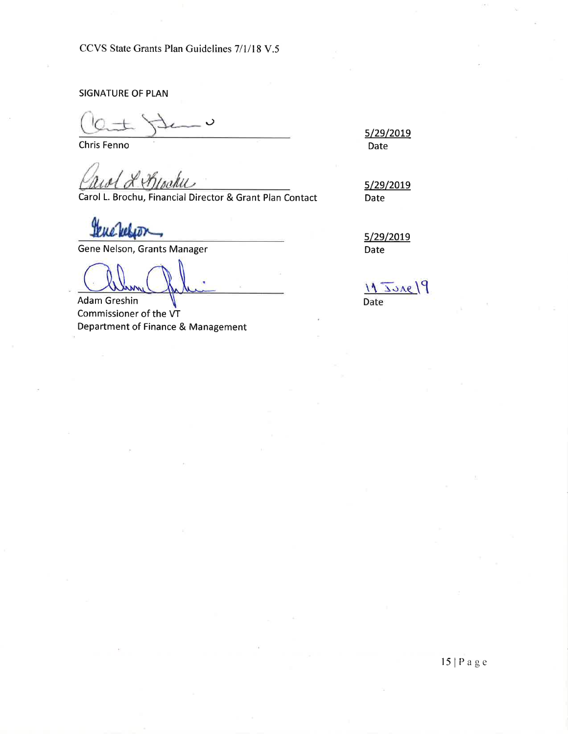CCVS State Grants Plan Guidelines 7/1/18 V.5

SIGNATURE OF PLAN

Chris Fenno — 5/29/2019
Date

Carol L. Brochu, Financial Director & Grant Plan Contact — 5/29/2019
Date

Gene Nelson, Grants Manager — 5/29/2019
Date

Adam Greshin
Commissioner of the VT
Department of Finance & Management — 11 June 19
Date